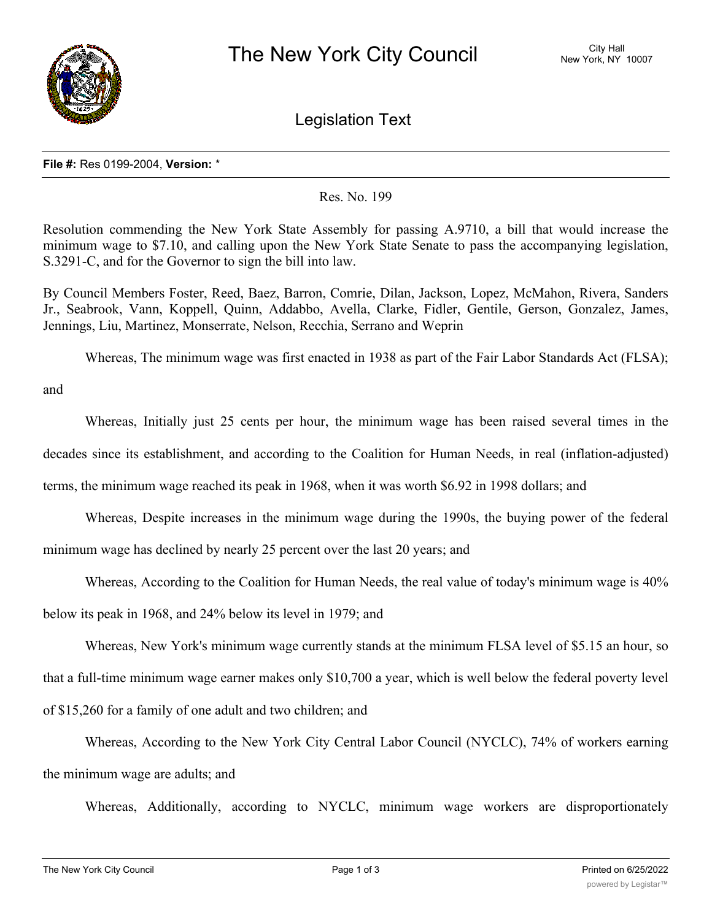# The New York City Council

City Hall
New York, NY 10007

## Legislation Text

**File #:** Res 0199-2004, **Version:** *

Res. No. 199

Resolution commending the New York State Assembly for passing A.9710, a bill that would increase the minimum wage to $7.10, and calling upon the New York State Senate to pass the accompanying legislation, S.3291-C, and for the Governor to sign the bill into law.

By Council Members Foster, Reed, Baez, Barron, Comrie, Dilan, Jackson, Lopez, McMahon, Rivera, Sanders Jr., Seabrook, Vann, Koppell, Quinn, Addabbo, Avella, Clarke, Fidler, Gentile, Gerson, Gonzalez, James, Jennings, Liu, Martinez, Monserrate, Nelson, Recchia, Serrano and Weprin

Whereas, The minimum wage was first enacted in 1938 as part of the Fair Labor Standards Act (FLSA); and

Whereas, Initially just 25 cents per hour, the minimum wage has been raised several times in the decades since its establishment, and according to the Coalition for Human Needs, in real (inflation-adjusted) terms, the minimum wage reached its peak in 1968, when it was worth $6.92 in 1998 dollars; and

Whereas, Despite increases in the minimum wage during the 1990s, the buying power of the federal minimum wage has declined by nearly 25 percent over the last 20 years; and

Whereas, According to the Coalition for Human Needs, the real value of today's minimum wage is 40% below its peak in 1968, and 24% below its level in 1979; and

Whereas, New York's minimum wage currently stands at the minimum FLSA level of $5.15 an hour, so that a full-time minimum wage earner makes only $10,700 a year, which is well below the federal poverty level of $15,260 for a family of one adult and two children; and

Whereas, According to the New York City Central Labor Council (NYCLC), 74% of workers earning the minimum wage are adults; and

Whereas, Additionally, according to NYCLC, minimum wage workers are disproportionately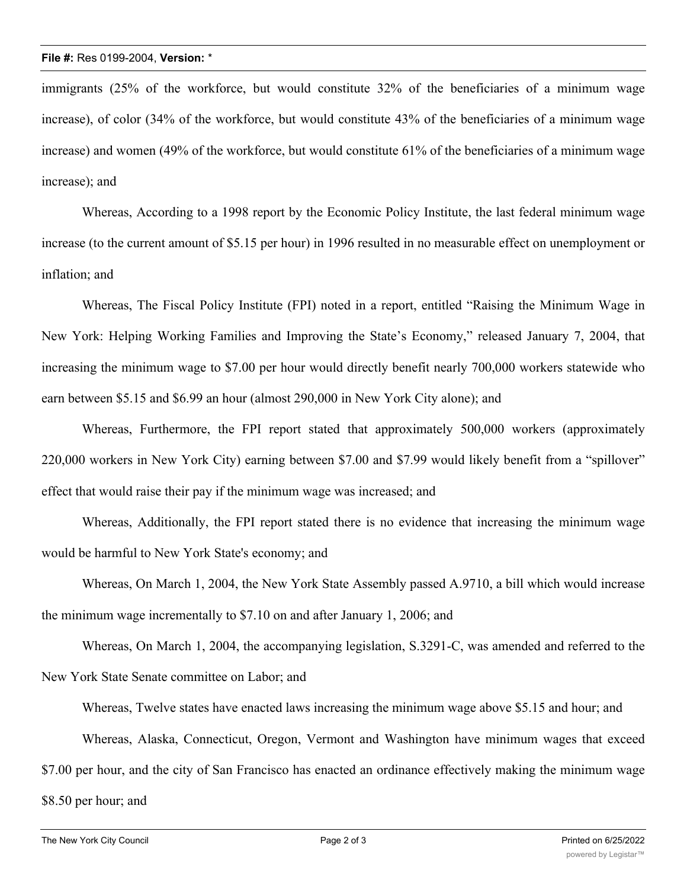immigrants (25% of the workforce, but would constitute 32% of the beneficiaries of a minimum wage increase), of color (34% of the workforce, but would constitute 43% of the beneficiaries of a minimum wage increase) and women (49% of the workforce, but would constitute 61% of the beneficiaries of a minimum wage increase); and

Whereas, According to a 1998 report by the Economic Policy Institute, the last federal minimum wage increase (to the current amount of $5.15 per hour) in 1996 resulted in no measurable effect on unemployment or inflation; and

Whereas, The Fiscal Policy Institute (FPI) noted in a report, entitled "Raising the Minimum Wage in New York: Helping Working Families and Improving the State's Economy," released January 7, 2004, that increasing the minimum wage to $7.00 per hour would directly benefit nearly 700,000 workers statewide who earn between $5.15 and $6.99 an hour (almost 290,000 in New York City alone); and

Whereas, Furthermore, the FPI report stated that approximately 500,000 workers (approximately 220,000 workers in New York City) earning between $7.00 and $7.99 would likely benefit from a "spillover" effect that would raise their pay if the minimum wage was increased; and

Whereas, Additionally, the FPI report stated there is no evidence that increasing the minimum wage would be harmful to New York State's economy; and

Whereas, On March 1, 2004, the New York State Assembly passed A.9710, a bill which would increase the minimum wage incrementally to $7.10 on and after January 1, 2006; and

Whereas, On March 1, 2004, the accompanying legislation, S.3291-C, was amended and referred to the New York State Senate committee on Labor; and

Whereas, Twelve states have enacted laws increasing the minimum wage above $5.15 and hour; and

Whereas, Alaska, Connecticut, Oregon, Vermont and Washington have minimum wages that exceed $7.00 per hour, and the city of San Francisco has enacted an ordinance effectively making the minimum wage $8.50 per hour; and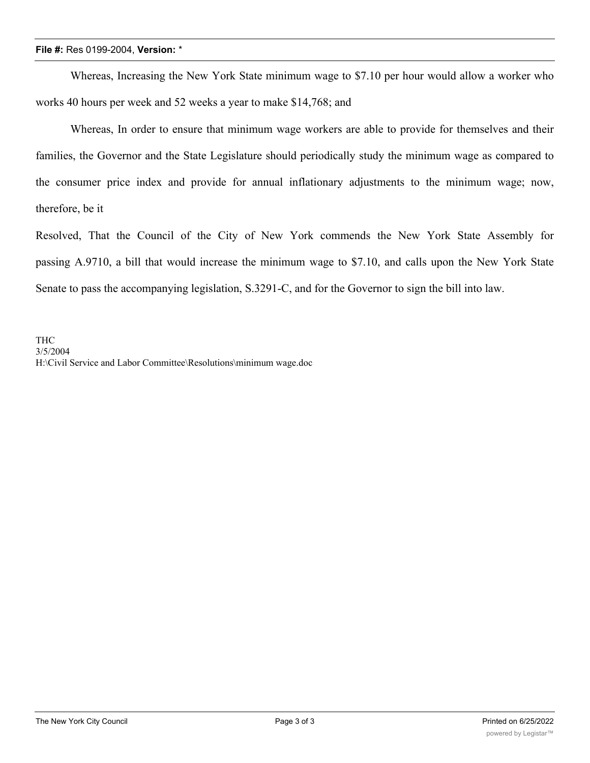Whereas, Increasing the New York State minimum wage to $7.10 per hour would allow a worker who works 40 hours per week and 52 weeks a year to make $14,768; and

Whereas, In order to ensure that minimum wage workers are able to provide for themselves and their families, the Governor and the State Legislature should periodically study the minimum wage as compared to the consumer price index and provide for annual inflationary adjustments to the minimum wage; now, therefore, be it

Resolved, That the Council of the City of New York commends the New York State Assembly for passing A.9710, a bill that would increase the minimum wage to $7.10, and calls upon the New York State Senate to pass the accompanying legislation, S.3291-C, and for the Governor to sign the bill into law.

THC
3/5/2004
H:\Civil Service and Labor Committee\Resolutions\minimum wage.doc